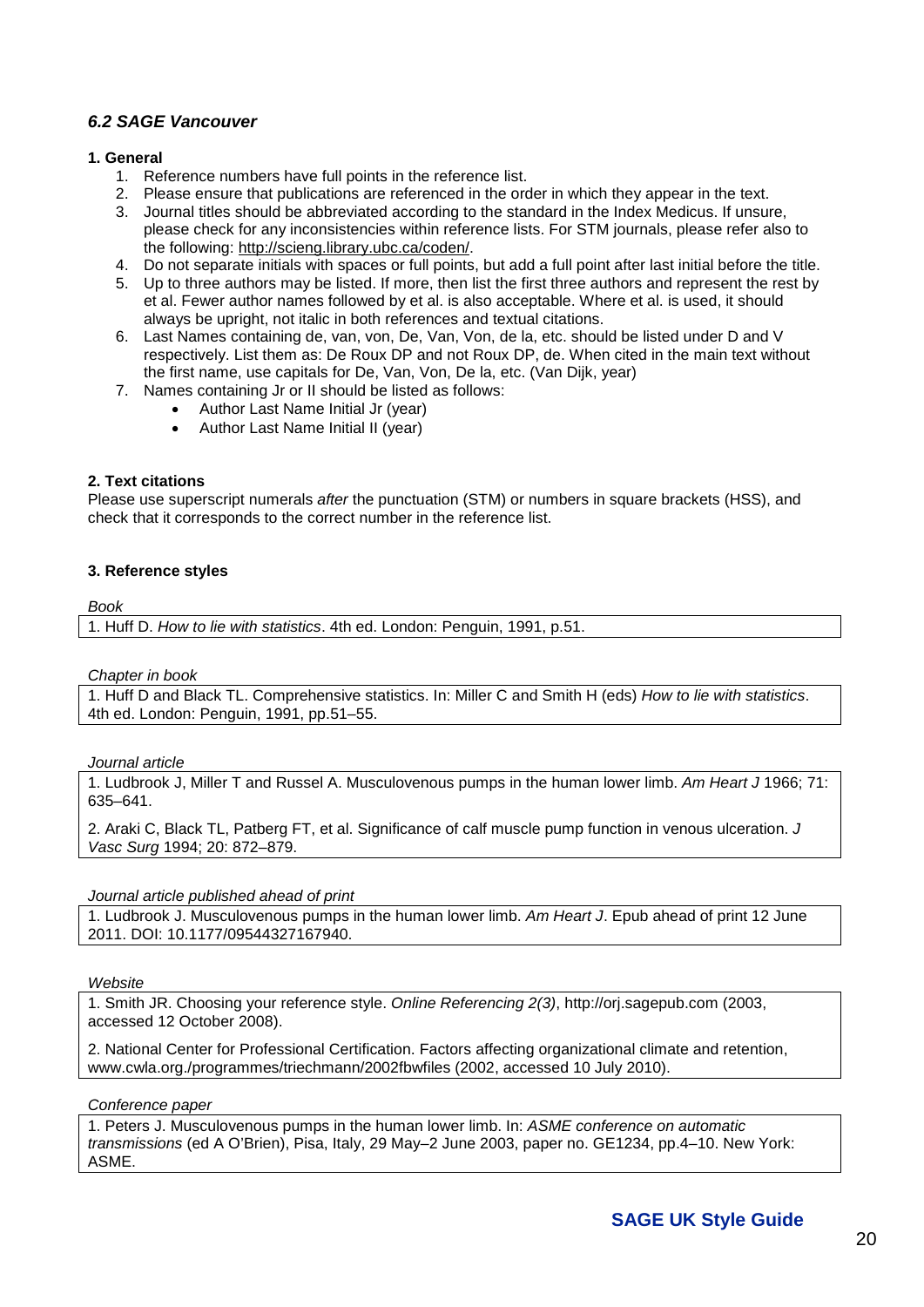## *6.2 SAGE Vancouver*

### 1. General

1. Reference numbers have full points in the reference list.
2. Please ensure that publications are referenced in the order in which they appear in the text.
3. Journal titles should be abbreviated according to the standard in the Index Medicus. If unsure, please check for any inconsistencies within reference lists. For STM journals, please refer also to the following: http://scieng.library.ubc.ca/coden/.
4. Do not separate initials with spaces or full points, but add a full point after last initial before the title.
5. Up to three authors may be listed. If more, then list the first three authors and represent the rest by et al. Fewer author names followed by et al. is also acceptable. Where et al. is used, it should always be upright, not italic in both references and textual citations.
6. Last Names containing de, van, von, De, Van, Von, de la, etc. should be listed under D and V respectively. List them as: De Roux DP and not Roux DP, de. When cited in the main text without the first name, use capitals for De, Van, Von, De la, etc. (Van Dijk, year)
7. Names containing Jr or II should be listed as follows:
   - Author Last Name Initial Jr (year)
   - Author Last Name Initial II (year)

### 2. Text citations

Please use superscript numerals *after* the punctuation (STM) or numbers in square brackets (HSS), and check that it corresponds to the correct number in the reference list.

### 3. Reference styles

*Book*

1. Huff D. *How to lie with statistics*. 4th ed. London: Penguin, 1991, p.51.

*Chapter in book*

1. Huff D and Black TL. Comprehensive statistics. In: Miller C and Smith H (eds) *How to lie with statistics*. 4th ed. London: Penguin, 1991, pp.51–55.

*Journal article*

1. Ludbrook J, Miller T and Russel A. Musculovenous pumps in the human lower limb. *Am Heart J* 1966; 71: 635–641.

2. Araki C, Black TL, Patberg FT, et al. Significance of calf muscle pump function in venous ulceration. *J Vasc Surg* 1994; 20: 872–879.

*Journal article published ahead of print*

1. Ludbrook J. Musculovenous pumps in the human lower limb. *Am Heart J*. Epub ahead of print 12 June 2011. DOI: 10.1177/09544327167940.

*Website*

1. Smith JR. Choosing your reference style. *Online Referencing 2(3)*, http://orj.sagepub.com (2003, accessed 12 October 2008).

2. National Center for Professional Certification. Factors affecting organizational climate and retention, www.cwla.org./programmes/triechmann/2002fbwfiles (2002, accessed 10 July 2010).

*Conference paper*

1. Peters J. Musculovenous pumps in the human lower limb. In: *ASME conference on automatic transmissions* (ed A O'Brien), Pisa, Italy, 29 May–2 June 2003, paper no. GE1234, pp.4–10. New York: ASME.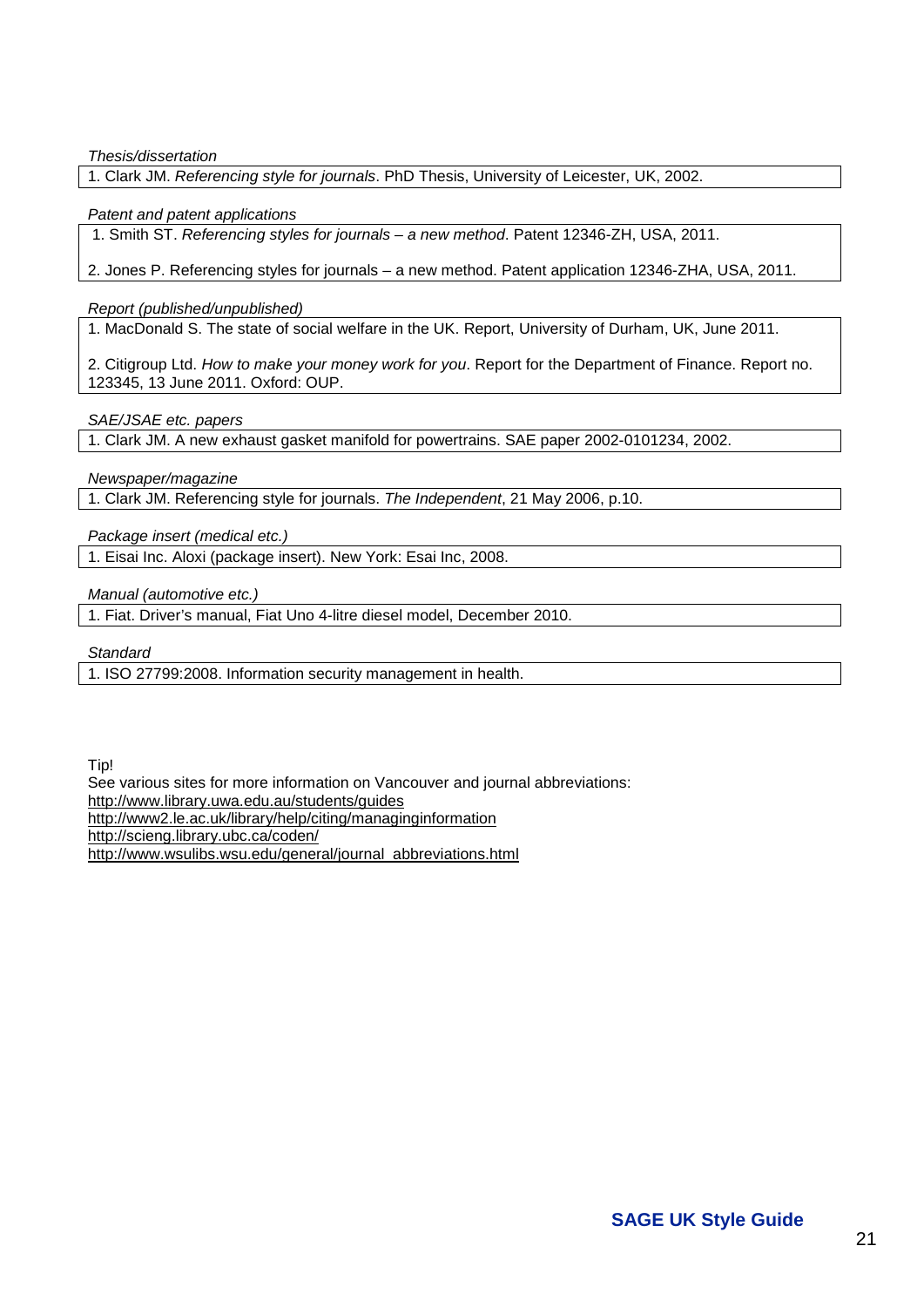*Thesis/dissertation*

1. Clark JM. *Referencing style for journals*. PhD Thesis, University of Leicester, UK, 2002.

*Patent and patent applications*

1. Smith ST. *Referencing styles for journals – a new method*. Patent 12346-ZH, USA, 2011.

2. Jones P. Referencing styles for journals – a new method. Patent application 12346-ZHA, USA, 2011.

*Report (published/unpublished)*

1. MacDonald S. The state of social welfare in the UK. Report, University of Durham, UK, June 2011.

2. Citigroup Ltd. *How to make your money work for you*. Report for the Department of Finance. Report no. 123345, 13 June 2011. Oxford: OUP.

*SAE/JSAE etc. papers*

1. Clark JM. A new exhaust gasket manifold for powertrains. SAE paper 2002-0101234, 2002.

*Newspaper/magazine*

1. Clark JM. Referencing style for journals. *The Independent*, 21 May 2006, p.10.

*Package insert (medical etc.)*

1. Eisai Inc. Aloxi (package insert). New York: Esai Inc, 2008.

*Manual (automotive etc.)*

1. Fiat. Driver's manual, Fiat Uno 4-litre diesel model, December 2010.

*Standard*

1. ISO 27799:2008. Information security management in health.

Tip!
See various sites for more information on Vancouver and journal abbreviations:
http://www.library.uwa.edu.au/students/guides
http://www2.le.ac.uk/library/help/citing/managinginformation
http://scieng.library.ubc.ca/coden/
http://www.wsulibs.wsu.edu/general/journal_abbreviations.html